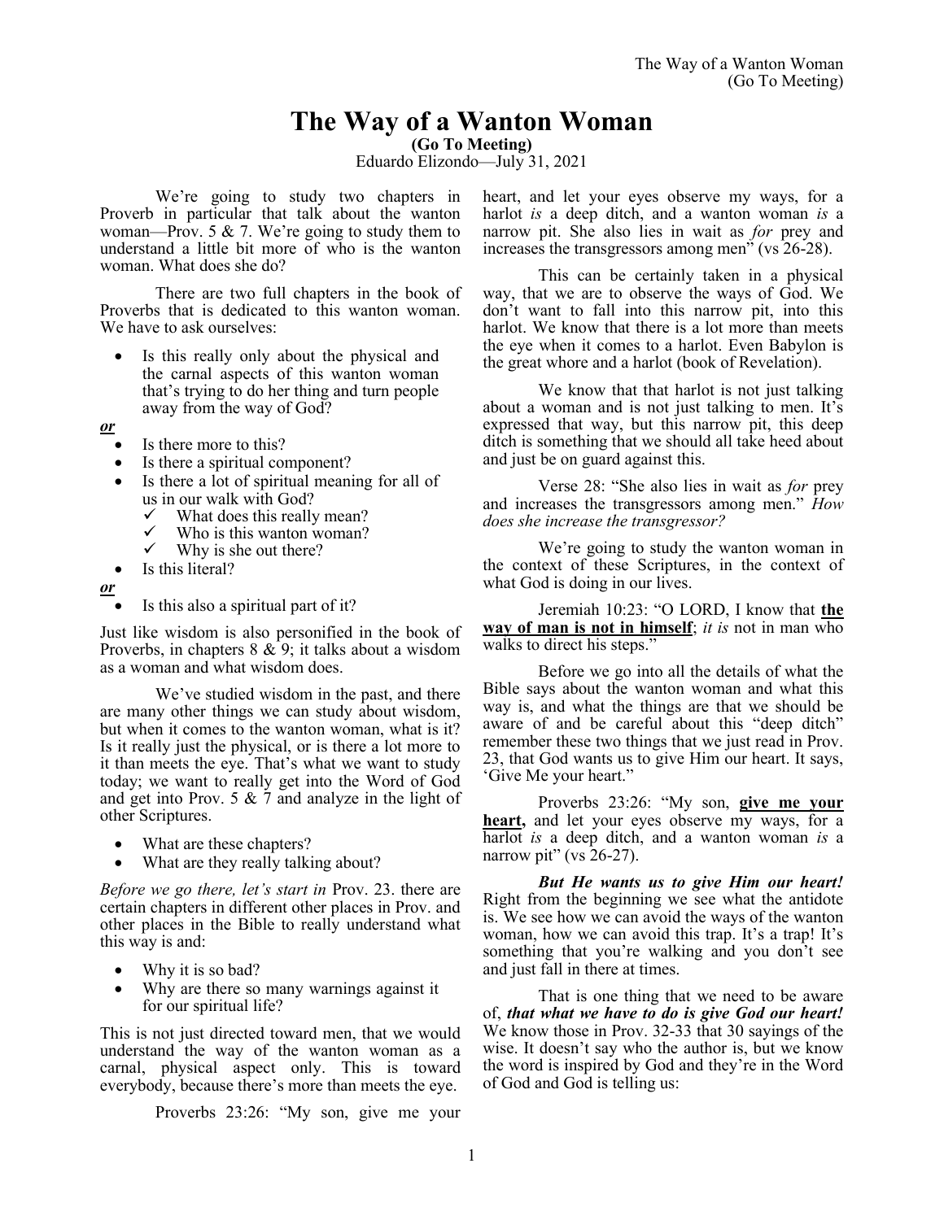# The Way of a Wanton Woman

**(Go To Meeting)**

Eduardo Elizondo—July 31, 2021

We're going to study two chapters in Proverb in particular that talk about the wanton woman—Prov. 5 & 7. We're going to study them to understand a little bit more of who is the wanton woman. What does she do?

There are two full chapters in the book of Proverbs that is dedicated to this wanton woman. We have to ask ourselves:

- Is this really only about the physical and the carnal aspects of this wanton woman that's trying to do her thing and turn people away from the way of God?

***or***

- Is there more to this?
- Is there a spiritual component?
- Is there a lot of spiritual meaning for all of us in our walk with God?
  - ✓ What does this really mean?
  - ✓ Who is this wanton woman?
  - ✓ Why is she out there?
- Is this literal?

***or***

- Is this also a spiritual part of it?

Just like wisdom is also personified in the book of Proverbs, in chapters 8 & 9; it talks about a wisdom as a woman and what wisdom does.

We've studied wisdom in the past, and there are many other things we can study about wisdom, but when it comes to the wanton woman, what is it? Is it really just the physical, or is there a lot more to it than meets the eye. That's what we want to study today; we want to really get into the Word of God and get into Prov. 5 & 7 and analyze in the light of other Scriptures.

- What are these chapters?
- What are they really talking about?

*Before we go there, let's start in* Prov. 23. there are certain chapters in different other places in Prov. and other places in the Bible to really understand what this way is and:

- Why it is so bad?
- Why are there so many warnings against it for our spiritual life?

This is not just directed toward men, that we would understand the way of the wanton woman as a carnal, physical aspect only. This is toward everybody, because there's more than meets the eye.

Proverbs 23:26: "My son, give me your heart, and let your eyes observe my ways, for a harlot *is* a deep ditch, and a wanton woman *is* a narrow pit. She also lies in wait as *for* prey and increases the transgressors among men" (vs 26-28).

This can be certainly taken in a physical way, that we are to observe the ways of God. We don't want to fall into this narrow pit, into this harlot. We know that there is a lot more than meets the eye when it comes to a harlot. Even Babylon is the great whore and a harlot (book of Revelation).

We know that that harlot is not just talking about a woman and is not just talking to men. It's expressed that way, but this narrow pit, this deep ditch is something that we should all take heed about and just be on guard against this.

Verse 28: "She also lies in wait as *for* prey and increases the transgressors among men." *How does she increase the transgressor?*

We're going to study the wanton woman in the context of these Scriptures, in the context of what God is doing in our lives.

Jeremiah 10:23: "O LORD, I know that **<u>the way of man is not in himself</u>**; *it is* not in man who walks to direct his steps."

Before we go into all the details of what the Bible says about the wanton woman and what this way is, and what the things are that we should be aware of and be careful about this "deep ditch" remember these two things that we just read in Prov. 23, that God wants us to give Him our heart. It says, 'Give Me your heart."

Proverbs 23:26: "My son, **<u>give me your heart,</u>** and let your eyes observe my ways, for a harlot *is* a deep ditch, and a wanton woman *is* a narrow pit" (vs 26-27).

***But He wants us to give Him our heart!*** Right from the beginning we see what the antidote is. We see how we can avoid the ways of the wanton woman, how we can avoid this trap. It's a trap! It's something that you're walking and you don't see and just fall in there at times.

That is one thing that we need to be aware of, ***that what we have to do is give God our heart!*** We know those in Prov. 32-33 that 30 sayings of the wise. It doesn't say who the author is, but we know the word is inspired by God and they're in the Word of God and God is telling us: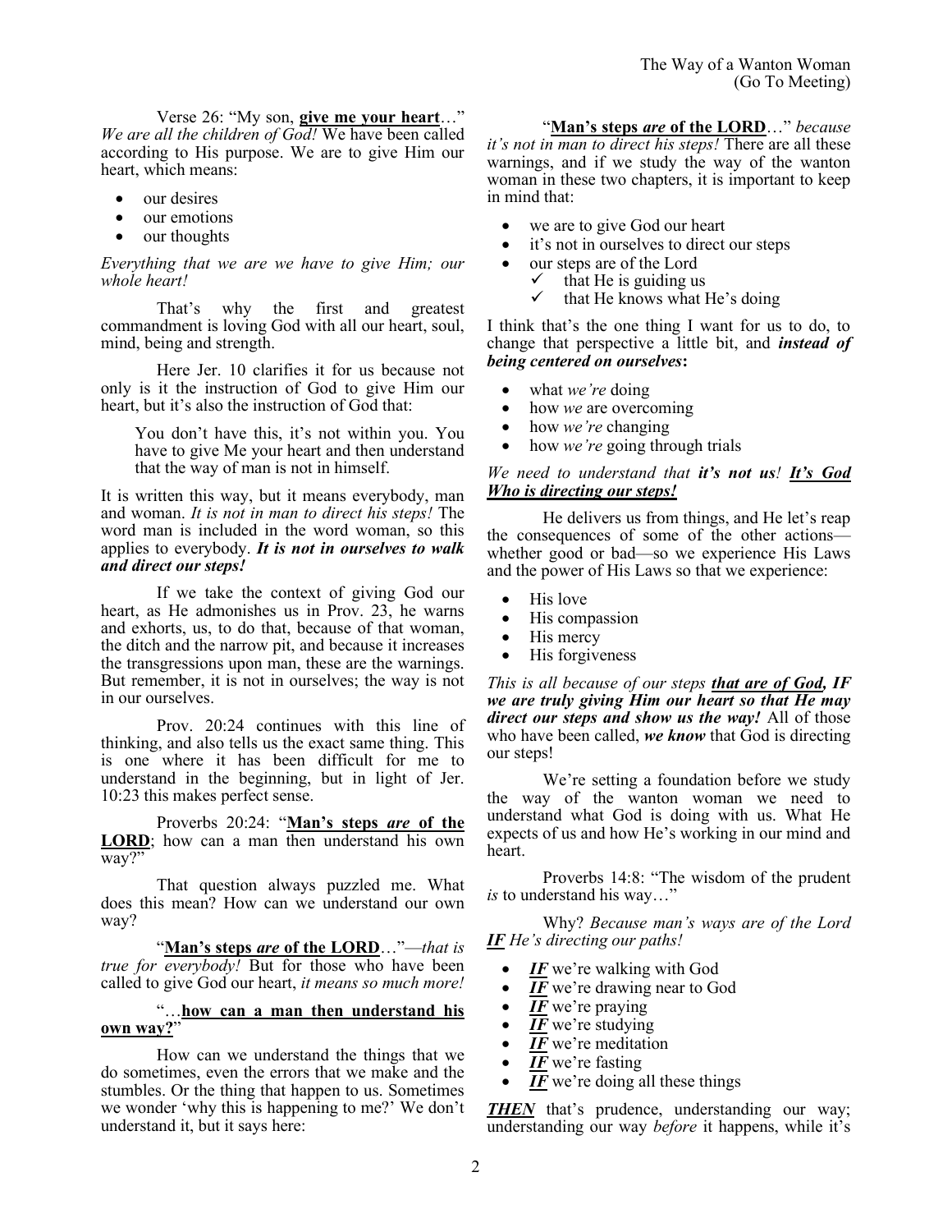Verse 26: "My son, **<u>give me your heart</u>**…" *We are all the children of God!* We have been called according to His purpose. We are to give Him our heart, which means:

- our desires
- our emotions
- our thoughts

*Everything that we are we have to give Him; our whole heart!*

That's why the first and greatest commandment is loving God with all our heart, soul, mind, being and strength.

Here Jer. 10 clarifies it for us because not only is it the instruction of God to give Him our heart, but it's also the instruction of God that:

> You don't have this, it's not within you. You have to give Me your heart and then understand that the way of man is not in himself.

It is written this way, but it means everybody, man and woman. *It is not in man to direct his steps!* The word man is included in the word woman, so this applies to everybody. ***It is not in ourselves to walk and direct our steps!***

If we take the context of giving God our heart, as He admonishes us in Prov. 23, he warns and exhorts, us, to do that, because of that woman, the ditch and the narrow pit, and because it increases the transgressions upon man, these are the warnings. But remember, it is not in ourselves; the way is not in our ourselves.

Prov. 20:24 continues with this line of thinking, and also tells us the exact same thing. This is one where it has been difficult for me to understand in the beginning, but in light of Jer. 10:23 this makes perfect sense.

Proverbs 20:24: "**<u>Man's steps *are* of the LORD</u>**; how can a man then understand his own way?"

That question always puzzled me. What does this mean? How can we understand our own way?

"**<u>Man's steps *are* of the LORD</u>**…"—*that is true for everybody!* But for those who have been called to give God our heart, *it means so much more!*

"…**<u>how can a man then understand his own way?</u>**"

How can we understand the things that we do sometimes, even the errors that we make and the stumbles. Or the thing that happen to us. Sometimes we wonder 'why this is happening to me?' We don't understand it, but it says here:

"**<u>Man's steps *are* of the LORD</u>**…" *because it's not in man to direct his steps!* There are all these warnings, and if we study the way of the wanton woman in these two chapters, it is important to keep in mind that:

- we are to give God our heart
- it's not in ourselves to direct our steps
- our steps are of the Lord
  - ✓ that He is guiding us
  - ✓ that He knows what He's doing

I think that's the one thing I want for us to do, to change that perspective a little bit, and ***instead of being centered on ourselves*****:**

- what *we're* doing
- how *we* are overcoming
- how *we're* changing
- how *we're* going through trials

*We need to understand that **it's not us**! **<u>It's God Who is directing our steps!</u>***

He delivers us from things, and He let's reap the consequences of some of the other actions—whether good or bad—so we experience His Laws and the power of His Laws so that we experience:

- His love
- His compassion
- His mercy
- His forgiveness

*This is all because of our steps **<u>that are of God</u>, IF we are truly giving Him our heart so that He may direct our steps and show us the way!*** All of those who have been called, ***we know*** that God is directing our steps!

We're setting a foundation before we study the way of the wanton woman we need to understand what God is doing with us. What He expects of us and how He's working in our mind and heart.

Proverbs 14:8: "The wisdom of the prudent *is* to understand his way…"

Why? *Because man's ways are of the Lord **<u>IF</u>** He's directing our paths!*

- ***<u>IF</u>*** we're walking with God
- ***<u>IF</u>*** we're drawing near to God
- ***<u>IF</u>*** we're praying
- ***<u>IF</u>*** we're studying
- ***<u>IF</u>*** we're meditation
- ***<u>IF</u>*** we're fasting
- ***<u>IF</u>*** we're doing all these things

***<u>THEN</u>*** that's prudence, understanding our way; understanding our way *before* it happens, while it's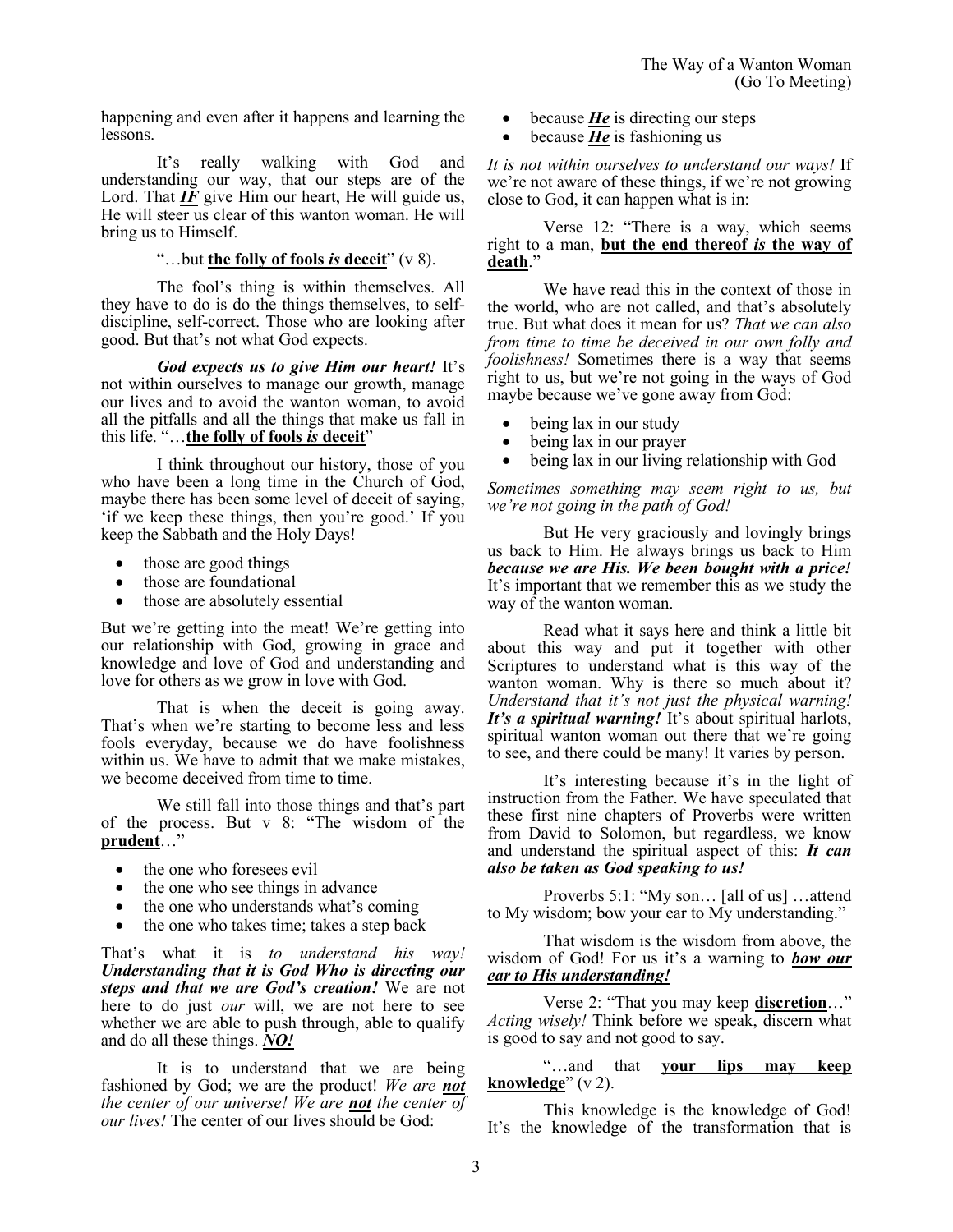happening and even after it happens and learning the lessons.

It's really walking with God and understanding our way, that our steps are of the Lord. That ***IF*** give Him our heart, He will guide us, He will steer us clear of this wanton woman. He will bring us to Himself.

"…but **the folly of fools *is* deceit**" (v 8).

The fool's thing is within themselves. All they have to do is do the things themselves, to self-discipline, self-correct. Those who are looking after good. But that's not what God expects.

***God expects us to give Him our heart!*** It's not within ourselves to manage our growth, manage our lives and to avoid the wanton woman, to avoid all the pitfalls and all the things that make us fall in this life. "…**the folly of fools *is* deceit**"

I think throughout our history, those of you who have been a long time in the Church of God, maybe there has been some level of deceit of saying, 'if we keep these things, then you're good.' If you keep the Sabbath and the Holy Days!

- those are good things
- those are foundational
- those are absolutely essential

But we're getting into the meat! We're getting into our relationship with God, growing in grace and knowledge and love of God and understanding and love for others as we grow in love with God.

That is when the deceit is going away. That's when we're starting to become less and less fools everyday, because we do have foolishness within us. We have to admit that we make mistakes, we become deceived from time to time.

We still fall into those things and that's part of the process. But v 8: "The wisdom of the **prudent**…"

- the one who foresees evil
- the one who see things in advance
- the one who understands what's coming
- the one who takes time; takes a step back

That's what it is *to understand his way!* ***Understanding that it is God Who is directing our steps and that we are God's creation!*** We are not here to do just *our* will, we are not here to see whether we are able to push through, able to qualify and do all these things. ***NO!***

It is to understand that we are being fashioned by God; we are the product! *We are **not** the center of our universe! We are **not** the center of our lives!* The center of our lives should be God:

- because ***He*** is directing our steps
- because ***He*** is fashioning us

*It is not within ourselves to understand our ways!* If we're not aware of these things, if we're not growing close to God, it can happen what is in:

Verse 12: "There is a way, which seems right to a man, **but the end thereof *is* the way of death**."

We have read this in the context of those in the world, who are not called, and that's absolutely true. But what does it mean for us? *That we can also from time to time be deceived in our own folly and foolishness!* Sometimes there is a way that seems right to us, but we're not going in the ways of God maybe because we've gone away from God:

- being lax in our study
- being lax in our prayer
- being lax in our living relationship with God

*Sometimes something may seem right to us, but we're not going in the path of God!*

But He very graciously and lovingly brings us back to Him. He always brings us back to Him ***because we are His. We been bought with a price!*** It's important that we remember this as we study the way of the wanton woman.

Read what it says here and think a little bit about this way and put it together with other Scriptures to understand what is this way of the wanton woman. Why is there so much about it? *Understand that it's not just the physical warning!* ***It's a spiritual warning!*** It's about spiritual harlots, spiritual wanton woman out there that we're going to see, and there could be many! It varies by person.

It's interesting because it's in the light of instruction from the Father. We have speculated that these first nine chapters of Proverbs were written from David to Solomon, but regardless, we know and understand the spiritual aspect of this: ***It can also be taken as God speaking to us!***

Proverbs 5:1: "My son… [all of us] …attend to My wisdom; bow your ear to My understanding."

That wisdom is the wisdom from above, the wisdom of God! For us it's a warning to ***bow our ear to His understanding!***

Verse 2: "That you may keep **discretion**…" *Acting wisely!* Think before we speak, discern what is good to say and not good to say.

"…and that **your lips may keep knowledge**" (v 2).

This knowledge is the knowledge of God! It's the knowledge of the transformation that is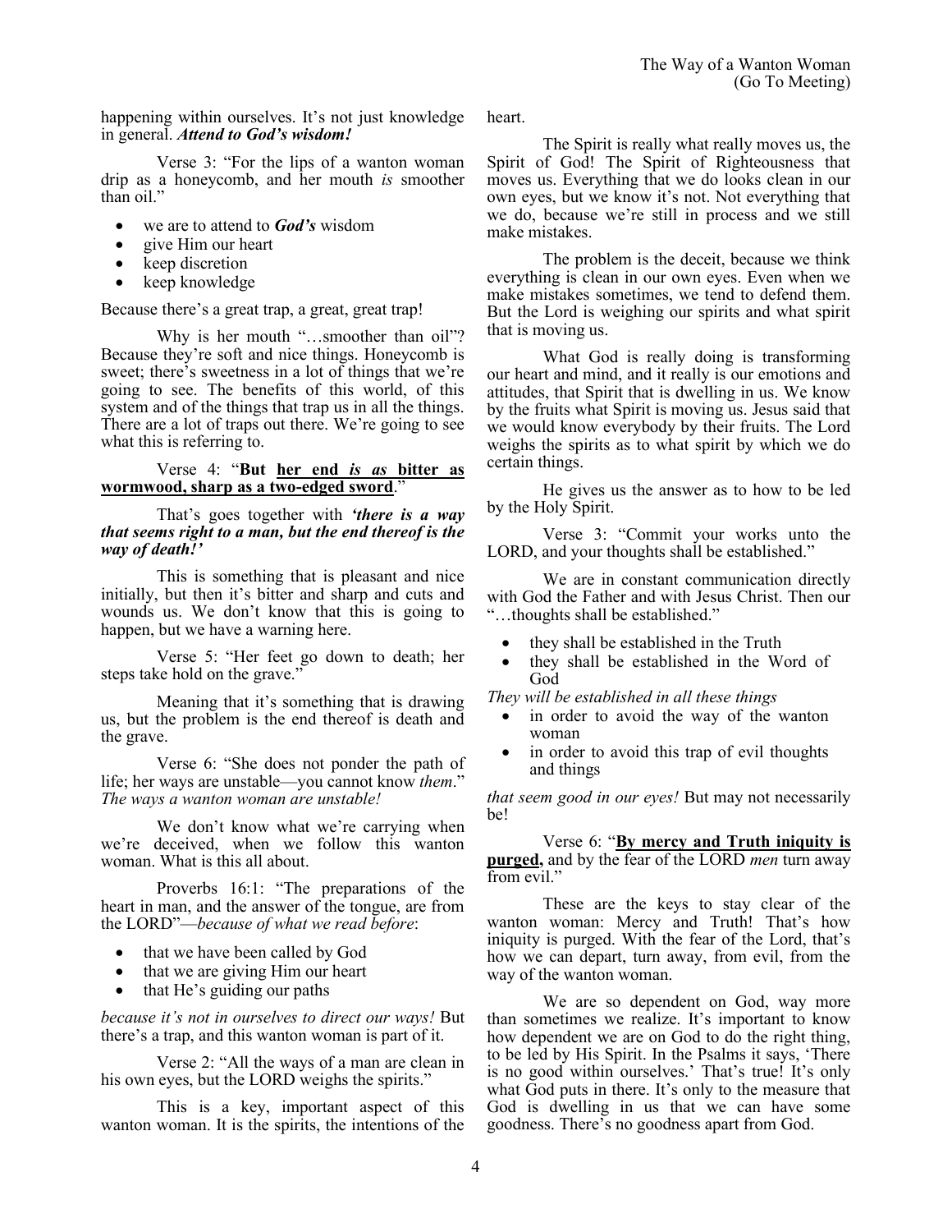happening within ourselves. It's not just knowledge in general. ***Attend to God's wisdom!***

Verse 3: "For the lips of a wanton woman drip as a honeycomb, and her mouth *is* smoother than oil."

- we are to attend to ***God's*** wisdom
- give Him our heart
- keep discretion
- keep knowledge

Because there's a great trap, a great, great trap!

Why is her mouth "…smoother than oil"? Because they're soft and nice things. Honeycomb is sweet; there's sweetness in a lot of things that we're going to see. The benefits of this world, of this system and of the things that trap us in all the things. There are a lot of traps out there. We're going to see what this is referring to.

Verse 4: "**But <u>her end *is as* bitter as wormwood, sharp as a two-edged sword</u>**."

That's goes together with ***'there is a way that seems right to a man, but the end thereof is the way of death!'***

This is something that is pleasant and nice initially, but then it's bitter and sharp and cuts and wounds us. We don't know that this is going to happen, but we have a warning here.

Verse 5: "Her feet go down to death; her steps take hold on the grave."

Meaning that it's something that is drawing us, but the problem is the end thereof is death and the grave.

Verse 6: "She does not ponder the path of life; her ways are unstable—you cannot know *them*." *The ways a wanton woman are unstable!*

We don't know what we're carrying when we're deceived, when we follow this wanton woman. What is this all about.

Proverbs 16:1: "The preparations of the heart in man, and the answer of the tongue, are from the LORD"—*because of what we read before*:

- that we have been called by God
- that we are giving Him our heart
- that He's guiding our paths

*because it's not in ourselves to direct our ways!* But there's a trap, and this wanton woman is part of it.

Verse 2: "All the ways of a man are clean in his own eyes, but the LORD weighs the spirits."

This is a key, important aspect of this wanton woman. It is the spirits, the intentions of the heart.

The Spirit is really what really moves us, the Spirit of God! The Spirit of Righteousness that moves us. Everything that we do looks clean in our own eyes, but we know it's not. Not everything that we do, because we're still in process and we still make mistakes.

The problem is the deceit, because we think everything is clean in our own eyes. Even when we make mistakes sometimes, we tend to defend them. But the Lord is weighing our spirits and what spirit that is moving us.

What God is really doing is transforming our heart and mind, and it really is our emotions and attitudes, that Spirit that is dwelling in us. We know by the fruits what Spirit is moving us. Jesus said that we would know everybody by their fruits. The Lord weighs the spirits as to what spirit by which we do certain things.

He gives us the answer as to how to be led by the Holy Spirit.

Verse 3: "Commit your works unto the LORD, and your thoughts shall be established."

We are in constant communication directly with God the Father and with Jesus Christ. Then our "…thoughts shall be established."

- they shall be established in the Truth
- they shall be established in the Word of God

*They will be established in all these things*

- in order to avoid the way of the wanton woman
- in order to avoid this trap of evil thoughts and things

*that seem good in our eyes!* But may not necessarily be!

Verse 6: "**<u>By mercy and Truth iniquity is purged</u>,** and by the fear of the LORD *men* turn away from evil."

These are the keys to stay clear of the wanton woman: Mercy and Truth! That's how iniquity is purged. With the fear of the Lord, that's how we can depart, turn away, from evil, from the way of the wanton woman.

We are so dependent on God, way more than sometimes we realize. It's important to know how dependent we are on God to do the right thing, to be led by His Spirit. In the Psalms it says, 'There is no good within ourselves.' That's true! It's only what God puts in there. It's only to the measure that God is dwelling in us that we can have some goodness. There's no goodness apart from God.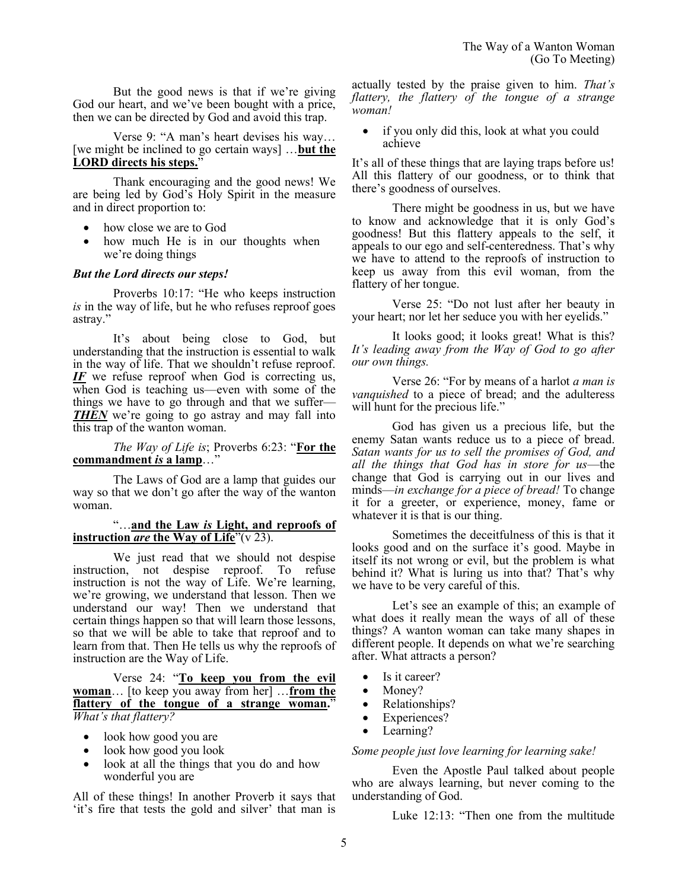But the good news is that if we're giving God our heart, and we've been bought with a price, then we can be directed by God and avoid this trap.

Verse 9: "A man's heart devises his way… [we might be inclined to go certain ways] …**<u>but the LORD directs his steps.</u>**"

Thank encouraging and the good news! We are being led by God's Holy Spirit in the measure and in direct proportion to:

- how close we are to God
- how much He is in our thoughts when we're doing things

***But the Lord directs our steps!***

Proverbs 10:17: "He who keeps instruction *is* in the way of life, but he who refuses reproof goes astray."

It's about being close to God, but understanding that the instruction is essential to walk in the way of life. That we shouldn't refuse reproof. ***<u>IF</u>*** we refuse reproof when God is correcting us, when God is teaching us—even with some of the things we have to go through and that we suffer—***<u>THEN</u>*** we're going to go astray and may fall into this trap of the wanton woman.

*The Way of Life is*; Proverbs 6:23: "**<u>For the commandment *is* a lamp</u>**…"

The Laws of God are a lamp that guides our way so that we don't go after the way of the wanton woman.

"…**<u>and the Law *is* Light, and reproofs of instruction *are* the Way of Life</u>**"(v 23).

We just read that we should not despise instruction, not despise reproof. To refuse instruction is not the way of Life. We're learning, we're growing, we understand that lesson. Then we understand our way! Then we understand that certain things happen so that will learn those lessons, so that we will be able to take that reproof and to learn from that. Then He tells us why the reproofs of instruction are the Way of Life.

Verse 24: "**<u>To keep you from the evil woman</u>**… [to keep you away from her] …**<u>from the flattery of the tongue of a strange woman.</u>**" *What's that flattery?*

- look how good you are
- look how good you look
- look at all the things that you do and how wonderful you are

All of these things! In another Proverb it says that 'it's fire that tests the gold and silver' that man is actually tested by the praise given to him. *That's flattery, the flattery of the tongue of a strange woman!*

- if you only did this, look at what you could achieve

It's all of these things that are laying traps before us! All this flattery of our goodness, or to think that there's goodness of ourselves.

There might be goodness in us, but we have to know and acknowledge that it is only God's goodness! But this flattery appeals to the self, it appeals to our ego and self-centeredness. That's why we have to attend to the reproofs of instruction to keep us away from this evil woman, from the flattery of her tongue.

Verse 25: "Do not lust after her beauty in your heart; nor let her seduce you with her eyelids."

It looks good; it looks great! What is this? *It's leading away from the Way of God to go after our own things.*

Verse 26: "For by means of a harlot *a man is vanquished* to a piece of bread; and the adulteress will hunt for the precious life."

God has given us a precious life, but the enemy Satan wants reduce us to a piece of bread. *Satan wants for us to sell the promises of God, and all the things that God has in store for us*—the change that God is carrying out in our lives and minds—*in exchange for a piece of bread!* To change it for a greeter, or experience, money, fame or whatever it is that is our thing.

Sometimes the deceitfulness of this is that it looks good and on the surface it's good. Maybe in itself its not wrong or evil, but the problem is what behind it? What is luring us into that? That's why we have to be very careful of this.

Let's see an example of this; an example of what does it really mean the ways of all of these things? A wanton woman can take many shapes in different people. It depends on what we're searching after. What attracts a person?

- Is it career?
- Money?
- Relationships?
- Experiences?
- Learning?

*Some people just love learning for learning sake!*

Even the Apostle Paul talked about people who are always learning, but never coming to the understanding of God.

Luke 12:13: "Then one from the multitude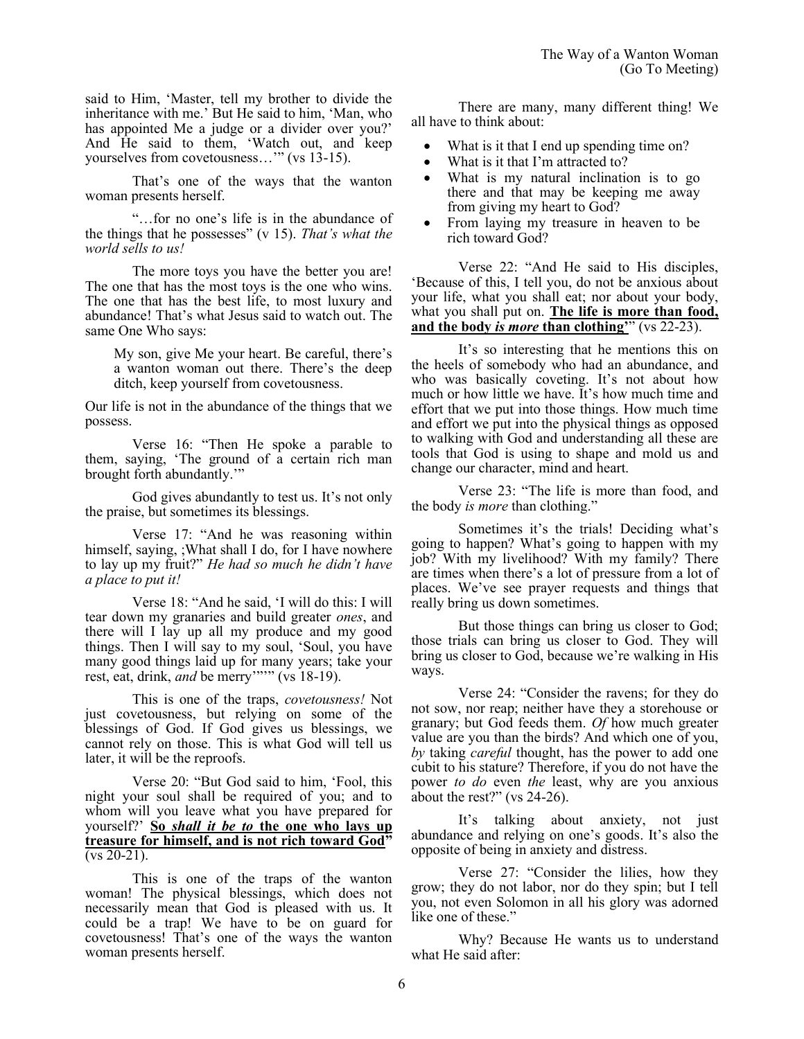said to Him, 'Master, tell my brother to divide the inheritance with me.' But He said to him, 'Man, who has appointed Me a judge or a divider over you?' And He said to them, 'Watch out, and keep yourselves from covetousness…'" (vs 13-15).

That's one of the ways that the wanton woman presents herself.

"…for no one's life is in the abundance of the things that he possesses" (v 15). *That's what the world sells to us!*

The more toys you have the better you are! The one that has the most toys is the one who wins. The one that has the best life, to most luxury and abundance! That's what Jesus said to watch out. The same One Who says:

> My son, give Me your heart. Be careful, there's a wanton woman out there. There's the deep ditch, keep yourself from covetousness.

Our life is not in the abundance of the things that we possess.

Verse 16: "Then He spoke a parable to them, saying, 'The ground of a certain rich man brought forth abundantly.'"

God gives abundantly to test us. It's not only the praise, but sometimes its blessings.

Verse 17: "And he was reasoning within himself, saying, ;What shall I do, for I have nowhere to lay up my fruit?" *He had so much he didn't have a place to put it!*

Verse 18: "And he said, 'I will do this: I will tear down my granaries and build greater *ones*, and there will I lay up all my produce and my good things. Then I will say to my soul, 'Soul, you have many good things laid up for many years; take your rest, eat, drink, *and* be merry''''" (vs 18-19).

This is one of the traps, *covetousness!* Not just covetousness, but relying on some of the blessings of God. If God gives us blessings, we cannot rely on those. This is what God will tell us later, it will be the reproofs.

Verse 20: "But God said to him, 'Fool, this night your soul shall be required of you; and to whom will you leave what you have prepared for yourself?' **<u>So *shall it be to* the one who lays up treasure for himself, and is not rich toward God</u>**" (vs 20-21).

This is one of the traps of the wanton woman! The physical blessings, which does not necessarily mean that God is pleased with us. It could be a trap! We have to be on guard for covetousness! That's one of the ways the wanton woman presents herself.

There are many, many different thing! We all have to think about:

- What is it that I end up spending time on?
- What is it that I'm attracted to?
- What is my natural inclination is to go there and that may be keeping me away from giving my heart to God?
- From laying my treasure in heaven to be rich toward God?

Verse 22: "And He said to His disciples, 'Because of this, I tell you, do not be anxious about your life, what you shall eat; nor about your body, what you shall put on. **<u>The life is more than food, and the body *is more* than clothing</u>**'" (vs 22-23).

It's so interesting that he mentions this on the heels of somebody who had an abundance, and who was basically coveting. It's not about how much or how little we have. It's how much time and effort that we put into those things. How much time and effort we put into the physical things as opposed to walking with God and understanding all these are tools that God is using to shape and mold us and change our character, mind and heart.

Verse 23: "The life is more than food, and the body *is more* than clothing."

Sometimes it's the trials! Deciding what's going to happen? What's going to happen with my job? With my livelihood? With my family? There are times when there's a lot of pressure from a lot of places. We've see prayer requests and things that really bring us down sometimes.

But those things can bring us closer to God; those trials can bring us closer to God. They will bring us closer to God, because we're walking in His ways.

Verse 24: "Consider the ravens; for they do not sow, nor reap; neither have they a storehouse or granary; but God feeds them. *Of* how much greater value are you than the birds? And which one of you, *by* taking *careful* thought, has the power to add one cubit to his stature? Therefore, if you do not have the power *to do* even *the* least, why are you anxious about the rest?" (vs 24-26).

It's talking about anxiety, not just abundance and relying on one's goods. It's also the opposite of being in anxiety and distress.

Verse 27: "Consider the lilies, how they grow; they do not labor, nor do they spin; but I tell you, not even Solomon in all his glory was adorned like one of these."

Why? Because He wants us to understand what He said after: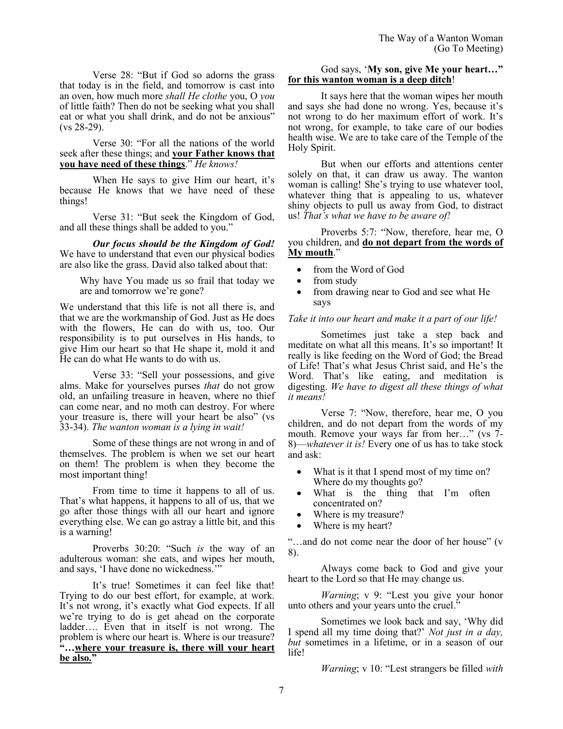Verse 28: "But if God so adorns the grass that today is in the field, and tomorrow is cast into an oven, how much more *shall He clothe* you, O *you* of little faith? Then do not be seeking what you shall eat or what you shall drink, and do not be anxious" (vs 28-29).

Verse 30: "For all the nations of the world seek after these things; and **your Father knows that you have need of these things**." *He knows!*

When He says to give Him our heart, it's because He knows that we have need of these things!

Verse 31: "But seek the Kingdom of God, and all these things shall be added to you."

***Our focus should be the Kingdom of God!*** We have to understand that even our physical bodies are also like the grass. David also talked about that:

> Why have You made us so frail that today we are and tomorrow we're gone?

We understand that this life is not all there is, and that we are the workmanship of God. Just as He does with the flowers, He can do with us, too. Our responsibility is to put ourselves in His hands, to give Him our heart so that He shape it, mold it and He can do what He wants to do with us.

Verse 33: "Sell your possessions, and give alms. Make for yourselves purses *that* do not grow old, an unfailing treasure in heaven, where no thief can come near, and no moth can destroy. For where your treasure is, there will your heart be also" (vs 33-34). *The wanton woman is a lying in wait!*

Some of these things are not wrong in and of themselves. The problem is when we set our heart on them! The problem is when they become the most important thing!

From time to time it happens to all of us. That's what happens, it happens to all of us, that we go after those things with all our heart and ignore everything else. We can go astray a little bit, and this is a warning!

Proverbs 30:20: "Such *is* the way of an adulterous woman: she eats, and wipes her mouth, and says, 'I have done no wickedness.'"

It's true! Sometimes it can feel like that! Trying to do our best effort, for example, at work. It's not wrong, it's exactly what God expects. If all we're trying to do is get ahead on the corporate ladder…. Even that in itself is not wrong. The problem is where our heart is. Where is our treasure? **"…where your treasure is, there will your heart be also."**

God says, '**My son, give Me your heart…" for this wanton woman is a deep ditch**!

It says here that the woman wipes her mouth and says she had done no wrong. Yes, because it's not wrong to do her maximum effort of work. It's not wrong, for example, to take care of our bodies health wise. We are to take care of the Temple of the Holy Spirit.

But when our efforts and attentions center solely on that, it can draw us away. The wanton woman is calling! She's trying to use whatever tool, whatever thing that is appealing to us, whatever shiny objects to pull us away from God, to distract us! *That's what we have to be aware of!*

Proverbs 5:7: "Now, therefore, hear me, O you children, and **do not depart from the words of My mouth**."

- from the Word of God
- from study
- from drawing near to God and see what He says

*Take it into our heart and make it a part of our life!*

Sometimes just take a step back and meditate on what all this means. It's so important! It really is like feeding on the Word of God; the Bread of Life! That's what Jesus Christ said, and He's the Word. That's like eating, and meditation is digesting. *We have to digest all these things of what it means!*

Verse 7: "Now, therefore, hear me, O you children, and do not depart from the words of my mouth. Remove your ways far from her…" (vs 7-8)—*whatever it is!* Every one of us has to take stock and ask:

- What is it that I spend most of my time on? Where do my thoughts go?
- What is the thing that I'm often concentrated on?
- Where is my treasure?
- Where is my heart?

"…and do not come near the door of her house" (v 8).

Always come back to God and give your heart to the Lord so that He may change us.

*Warning*; v 9: "Lest you give your honor unto others and your years unto the cruel."

Sometimes we look back and say, 'Why did I spend all my time doing that?' *Not just in a day, but* sometimes in a lifetime, or in a season of our life!

*Warning*; v 10: "Lest strangers be filled *with*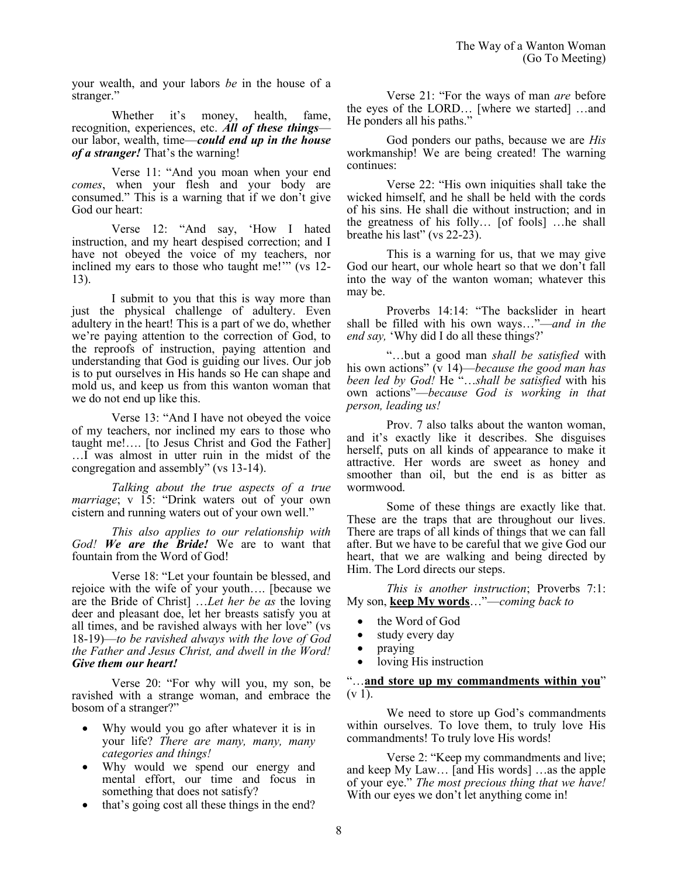your wealth, and your labors *be* in the house of a stranger."

Whether it's money, health, fame, recognition, experiences, etc. ***All of these things***—our labor, wealth, time—***could end up in the house of a stranger!*** That's the warning!

Verse 11: "And you moan when your end *comes*, when your flesh and your body are consumed." This is a warning that if we don't give God our heart:

Verse 12: "And say, 'How I hated instruction, and my heart despised correction; and I have not obeyed the voice of my teachers, nor inclined my ears to those who taught me!'" (vs 12-13).

I submit to you that this is way more than just the physical challenge of adultery. Even adultery in the heart! This is a part of we do, whether we're paying attention to the correction of God, to the reproofs of instruction, paying attention and understanding that God is guiding our lives. Our job is to put ourselves in His hands so He can shape and mold us, and keep us from this wanton woman that we do not end up like this.

Verse 13: "And I have not obeyed the voice of my teachers, nor inclined my ears to those who taught me!…. [to Jesus Christ and God the Father] …I was almost in utter ruin in the midst of the congregation and assembly" (vs 13-14).

*Talking about the true aspects of a true marriage*; v 15: "Drink waters out of your own cistern and running waters out of your own well."

*This also applies to our relationship with God! **We are the Bride!*** We are to want that fountain from the Word of God!

Verse 18: "Let your fountain be blessed, and rejoice with the wife of your youth…. [because we are the Bride of Christ] …*Let her be as* the loving deer and pleasant doe, let her breasts satisfy you at all times, and be ravished always with her love" (vs 18-19)—*to be ravished always with the love of God the Father and Jesus Christ, and dwell in the Word!* ***Give them our heart!***

Verse 20: "For why will you, my son, be ravished with a strange woman, and embrace the bosom of a stranger?"

- Why would you go after whatever it is in your life? *There are many, many, many categories and things!*
- Why would we spend our energy and mental effort, our time and focus in something that does not satisfy?
- that's going cost all these things in the end?

Verse 21: "For the ways of man *are* before the eyes of the LORD… [where we started] …and He ponders all his paths."

God ponders our paths, because we are *His* workmanship! We are being created! The warning continues:

Verse 22: "His own iniquities shall take the wicked himself, and he shall be held with the cords of his sins. He shall die without instruction; and in the greatness of his folly… [of fools] …he shall breathe his last" (vs 22-23).

This is a warning for us, that we may give God our heart, our whole heart so that we don't fall into the way of the wanton woman; whatever this may be.

Proverbs 14:14: "The backslider in heart shall be filled with his own ways…"—*and in the end say,* 'Why did I do all these things?'

"…but a good man *shall be satisfied* with his own actions" (v 14)—*because the good man has been led by God!* He "…*shall be satisfied* with his own actions"—*because God is working in that person, leading us!*

Prov. 7 also talks about the wanton woman, and it's exactly like it describes. She disguises herself, puts on all kinds of appearance to make it attractive. Her words are sweet as honey and smoother than oil, but the end is as bitter as wormwood.

Some of these things are exactly like that. These are the traps that are throughout our lives. There are traps of all kinds of things that we can fall after. But we have to be careful that we give God our heart, that we are walking and being directed by Him. The Lord directs our steps.

*This is another instruction*; Proverbs 7:1: My son, **<u>keep My words</u>**…"—*coming back to*

- the Word of God
- study every day
- praying
- loving His instruction

"…**<u>and store up my commandments within you</u>**" (v 1).

We need to store up God's commandments within ourselves. To love them, to truly love His commandments! To truly love His words!

Verse 2: "Keep my commandments and live; and keep My Law… [and His words] …as the apple of your eye." *The most precious thing that we have!* With our eyes we don't let anything come in!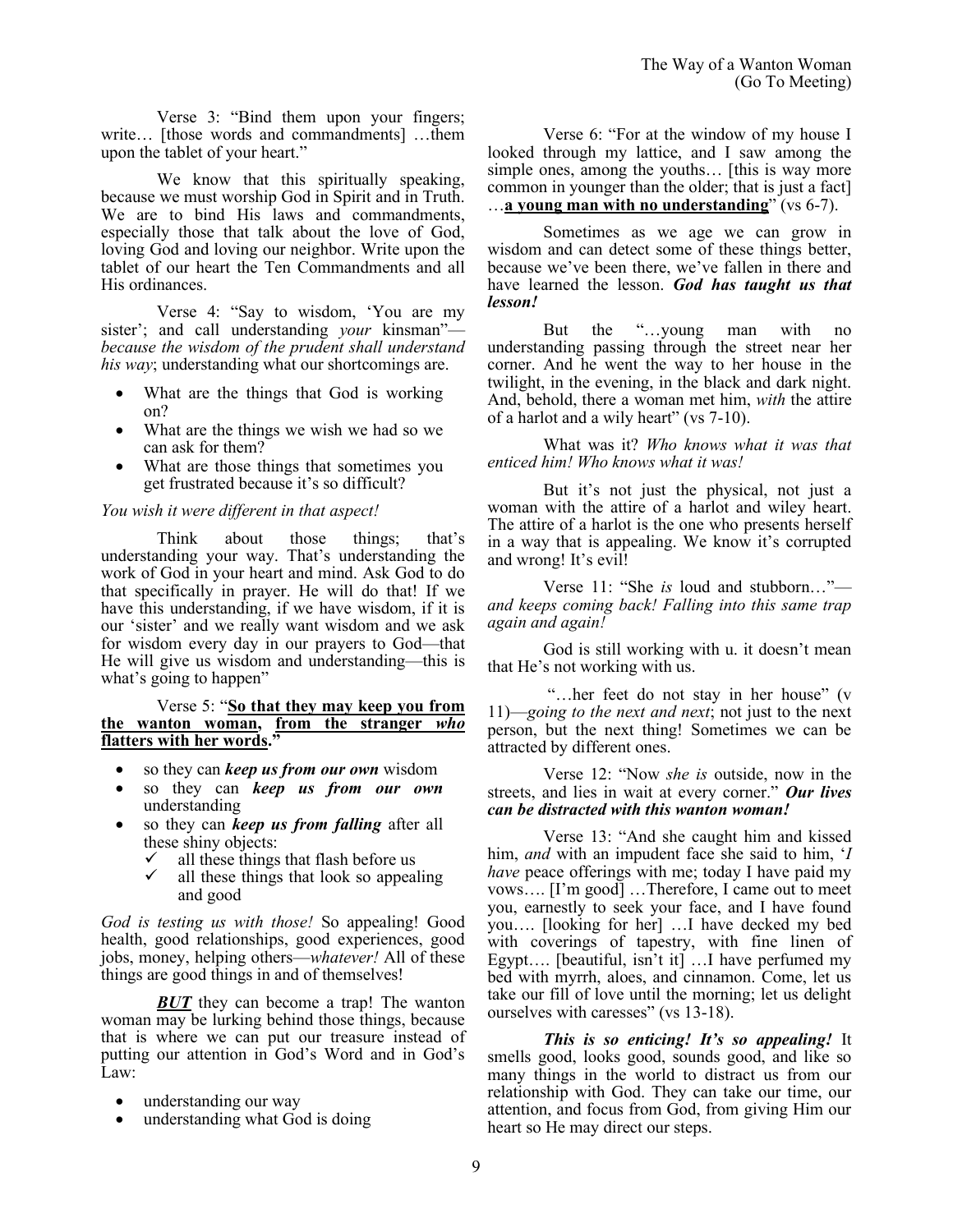Verse 3: "Bind them upon your fingers; write… [those words and commandments] …them upon the tablet of your heart."

We know that this spiritually speaking, because we must worship God in Spirit and in Truth. We are to bind His laws and commandments, especially those that talk about the love of God, loving God and loving our neighbor. Write upon the tablet of our heart the Ten Commandments and all His ordinances.

Verse 4: "Say to wisdom, 'You are my sister'; and call understanding *your* kinsman"—*because the wisdom of the prudent shall understand his way*; understanding what our shortcomings are.

- What are the things that God is working on?
- What are the things we wish we had so we can ask for them?
- What are those things that sometimes you get frustrated because it's so difficult?

*You wish it were different in that aspect!*

Think about those things; that's understanding your way. That's understanding the work of God in your heart and mind. Ask God to do that specifically in prayer. He will do that! If we have this understanding, if we have wisdom, if it is our 'sister' and we really want wisdom and we ask for wisdom every day in our prayers to God—that He will give us wisdom and understanding—this is what's going to happen"

Verse 5: "**So that they may keep you from the wanton woman, from the stranger *who* flatters with her words.**"

- so they can ***keep us from our own*** wisdom
- so they can ***keep us from our own*** understanding
- so they can ***keep us from falling*** after all these shiny objects:
  - ✓ all these things that flash before us
  - ✓ all these things that look so appealing and good

*God is testing us with those!* So appealing! Good health, good relationships, good experiences, good jobs, money, helping others—*whatever!* All of these things are good things in and of themselves!

***BUT*** they can become a trap! The wanton woman may be lurking behind those things, because that is where we can put our treasure instead of putting our attention in God's Word and in God's Law:

- understanding our way
- understanding what God is doing

Verse 6: "For at the window of my house I looked through my lattice, and I saw among the simple ones, among the youths… [this is way more common in younger than the older; that is just a fact] …**a young man with no understanding**" (vs 6-7).

Sometimes as we age we can grow in wisdom and can detect some of these things better, because we've been there, we've fallen in there and have learned the lesson. ***God has taught us that lesson!***

But the "…young man with no understanding passing through the street near her corner. And he went the way to her house in the twilight, in the evening, in the black and dark night. And, behold, there a woman met him, *with* the attire of a harlot and a wily heart" (vs 7-10).

What was it? *Who knows what it was that enticed him! Who knows what it was!*

But it's not just the physical, not just a woman with the attire of a harlot and wiley heart. The attire of a harlot is the one who presents herself in a way that is appealing. We know it's corrupted and wrong! It's evil!

Verse 11: "She *is* loud and stubborn…"—*and keeps coming back! Falling into this same trap again and again!*

God is still working with u. it doesn't mean that He's not working with us.

"…her feet do not stay in her house" (v 11)—*going to the next and next*; not just to the next person, but the next thing! Sometimes we can be attracted by different ones.

Verse 12: "Now *she is* outside, now in the streets, and lies in wait at every corner." ***Our lives can be distracted with this wanton woman!***

Verse 13: "And she caught him and kissed him, *and* with an impudent face she said to him, '*I have* peace offerings with me; today I have paid my vows…. [I'm good] …Therefore, I came out to meet you, earnestly to seek your face, and I have found you…. [looking for her] …I have decked my bed with coverings of tapestry, with fine linen of Egypt…. [beautiful, isn't it] …I have perfumed my bed with myrrh, aloes, and cinnamon. Come, let us take our fill of love until the morning; let us delight ourselves with caresses" (vs 13-18).

***This is so enticing! It's so appealing!*** It smells good, looks good, sounds good, and like so many things in the world to distract us from our relationship with God. They can take our time, our attention, and focus from God, from giving Him our heart so He may direct our steps.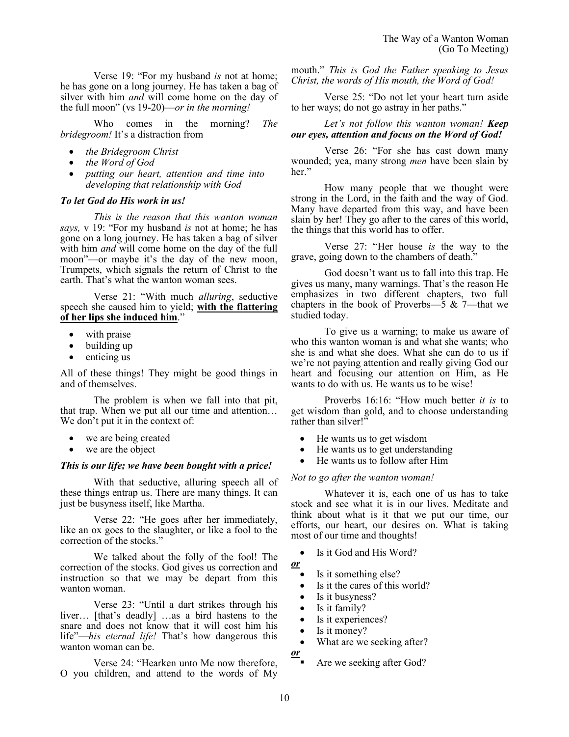Verse 19: "For my husband *is* not at home; he has gone on a long journey. He has taken a bag of silver with him *and* will come home on the day of the full moon" (vs 19-20)—*or in the morning!*

Who comes in the morning? *The bridegroom!* It's a distraction from

- *the Bridegroom Christ*
- *the Word of God*
- *putting our heart, attention and time into developing that relationship with God*

***To let God do His work in us!***

*This is the reason that this wanton woman says,* v 19: "For my husband *is* not at home; he has gone on a long journey. He has taken a bag of silver with him *and* will come home on the day of the full moon"—or maybe it's the day of the new moon, Trumpets, which signals the return of Christ to the earth. That's what the wanton woman sees.

Verse 21: "With much *alluring*, seductive speech she caused him to yield; **<u>with the flattering of her lips she induced him</u>**."

- with praise
- building up
- enticing us

All of these things! They might be good things in and of themselves.

The problem is when we fall into that pit, that trap. When we put all our time and attention… We don't put it in the context of:

- we are being created
- we are the object

***This is our life; we have been bought with a price!***

With that seductive, alluring speech all of these things entrap us. There are many things. It can just be busyness itself, like Martha.

Verse 22: "He goes after her immediately, like an ox goes to the slaughter, or like a fool to the correction of the stocks."

We talked about the folly of the fool! The correction of the stocks. God gives us correction and instruction so that we may be depart from this wanton woman.

Verse 23: "Until a dart strikes through his liver… [that's deadly] …as a bird hastens to the snare and does not know that it will cost him his life"—*his eternal life!* That's how dangerous this wanton woman can be.

Verse 24: "Hearken unto Me now therefore, O you children, and attend to the words of My mouth." *This is God the Father speaking to Jesus Christ, the words of His mouth, the Word of God!*

Verse 25: "Do not let your heart turn aside to her ways; do not go astray in her paths."

*Let's not follow this wanton woman!* ***Keep our eyes, attention and focus on the Word of God!***

Verse 26: "For she has cast down many wounded; yea, many strong *men* have been slain by her."

How many people that we thought were strong in the Lord, in the faith and the way of God. Many have departed from this way, and have been slain by her! They go after to the cares of this world, the things that this world has to offer.

Verse 27: "Her house *is* the way to the grave, going down to the chambers of death."

God doesn't want us to fall into this trap. He gives us many, many warnings. That's the reason He emphasizes in two different chapters, two full chapters in the book of Proverbs—5 & 7—that we studied today.

To give us a warning; to make us aware of who this wanton woman is and what she wants; who she is and what she does. What she can do to us if we're not paying attention and really giving God our heart and focusing our attention on Him, as He wants to do with us. He wants us to be wise!

Proverbs 16:16: "How much better *it is* to get wisdom than gold, and to choose understanding rather than silver!"

- He wants us to get wisdom
- He wants us to get understanding
- He wants us to follow after Him

*Not to go after the wanton woman!*

Whatever it is, each one of us has to take stock and see what it is in our lives. Meditate and think about what is it that we put our time, our efforts, our heart, our desires on. What is taking most of our time and thoughts!

- Is it God and His Word?

***<u>or</u>***

- Is it something else?
- Is it the cares of this world?
- Is it busyness?
- Is it family?
- Is it experiences?
- Is it money?
- What are we seeking after?

***<u>or</u>***

- Are we seeking after God?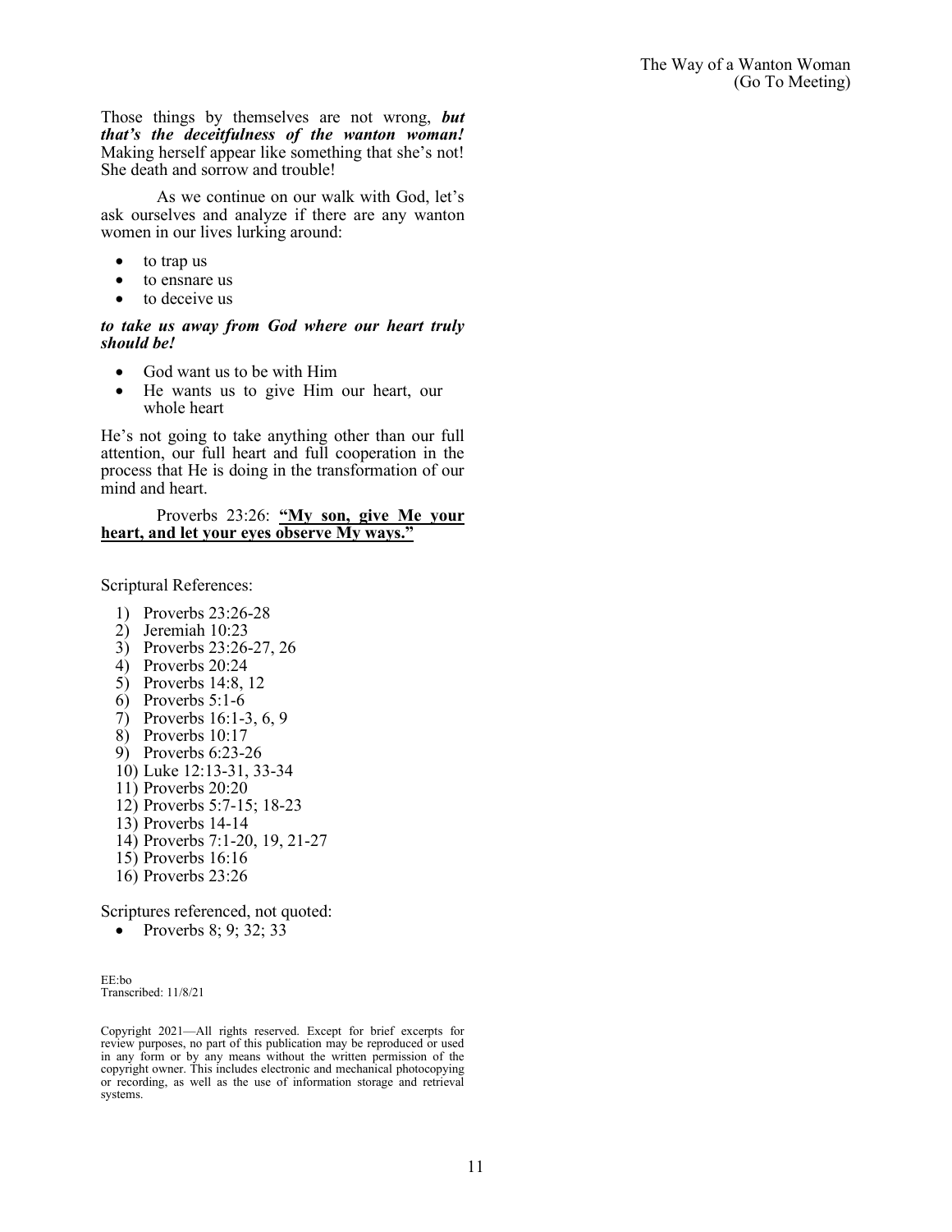Those things by themselves are not wrong, ***but that's the deceitfulness of the wanton woman!*** Making herself appear like something that she's not! She death and sorrow and trouble!

As we continue on our walk with God, let's ask ourselves and analyze if there are any wanton women in our lives lurking around:

- to trap us
- to ensnare us
- to deceive us

***to take us away from God where our heart truly should be!***

- God want us to be with Him
- He wants us to give Him our heart, our whole heart

He's not going to take anything other than our full attention, our full heart and full cooperation in the process that He is doing in the transformation of our mind and heart.

Proverbs 23:26: **"My son, give Me your heart, and let your eyes observe My ways."**

Scriptural References:

1) Proverbs 23:26-28
2) Jeremiah 10:23
3) Proverbs 23:26-27, 26
4) Proverbs 20:24
5) Proverbs 14:8, 12
6) Proverbs 5:1-6
7) Proverbs 16:1-3, 6, 9
8) Proverbs 10:17
9) Proverbs 6:23-26
10) Luke 12:13-31, 33-34
11) Proverbs 20:20
12) Proverbs 5:7-15; 18-23
13) Proverbs 14-14
14) Proverbs 7:1-20, 19, 21-27
15) Proverbs 16:16
16) Proverbs 23:26

Scriptures referenced, not quoted:

- Proverbs 8; 9; 32; 33

EE:bo
Transcribed: 11/8/21

Copyright 2021—All rights reserved. Except for brief excerpts for review purposes, no part of this publication may be reproduced or used in any form or by any means without the written permission of the copyright owner. This includes electronic and mechanical photocopying or recording, as well as the use of information storage and retrieval systems.